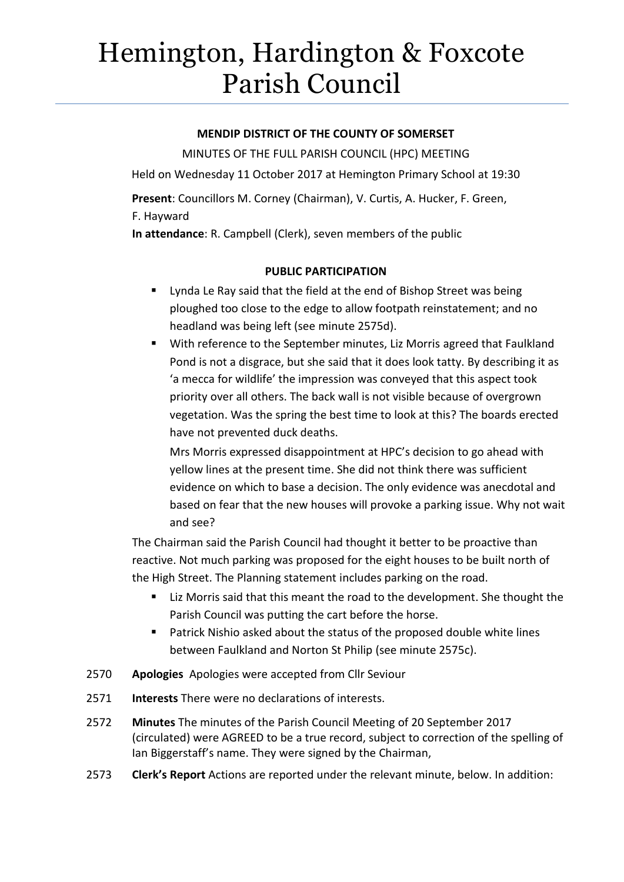# Hemington, Hardington & Foxcote Parish Council

**MENDIP DISTRICT OF THE COUNTY OF SOMERSET**

MINUTES OF THE FULL PARISH COUNCIL (HPC) MEETING

Held on Wednesday 11 October 2017 at Hemington Primary School at 19:30

**Present**: Councillors M. Corney (Chairman), V. Curtis, A. Hucker, F. Green, F. Hayward

**In attendance**: R. Campbell (Clerk), seven members of the public

**PUBLIC PARTICIPATION**

- Lynda Le Ray said that the field at the end of Bishop Street was being ploughed too close to the edge to allow footpath reinstatement; and no headland was being left (see minute 2575d).
- With reference to the September minutes, Liz Morris agreed that Faulkland Pond is not a disgrace, but she said that it does look tatty. By describing it as 'a mecca for wildlife' the impression was conveyed that this aspect took priority over all others. The back wall is not visible because of overgrown vegetation. Was the spring the best time to look at this? The boards erected have not prevented duck deaths.

  Mrs Morris expressed disappointment at HPC's decision to go ahead with yellow lines at the present time. She did not think there was sufficient evidence on which to base a decision. The only evidence was anecdotal and based on fear that the new houses will provoke a parking issue. Why not wait and see?

The Chairman said the Parish Council had thought it better to be proactive than reactive. Not much parking was proposed for the eight houses to be built north of the High Street. The Planning statement includes parking on the road.

- Liz Morris said that this meant the road to the development. She thought the Parish Council was putting the cart before the horse.
- Patrick Nishio asked about the status of the proposed double white lines between Faulkland and Norton St Philip (see minute 2575c).

2570 **Apologies** Apologies were accepted from Cllr Seviour

2571 **Interests** There were no declarations of interests.

2572 **Minutes** The minutes of the Parish Council Meeting of 20 September 2017 (circulated) were AGREED to be a true record, subject to correction of the spelling of Ian Biggerstaff's name. They were signed by the Chairman,

2573 **Clerk's Report** Actions are reported under the relevant minute, below. In addition: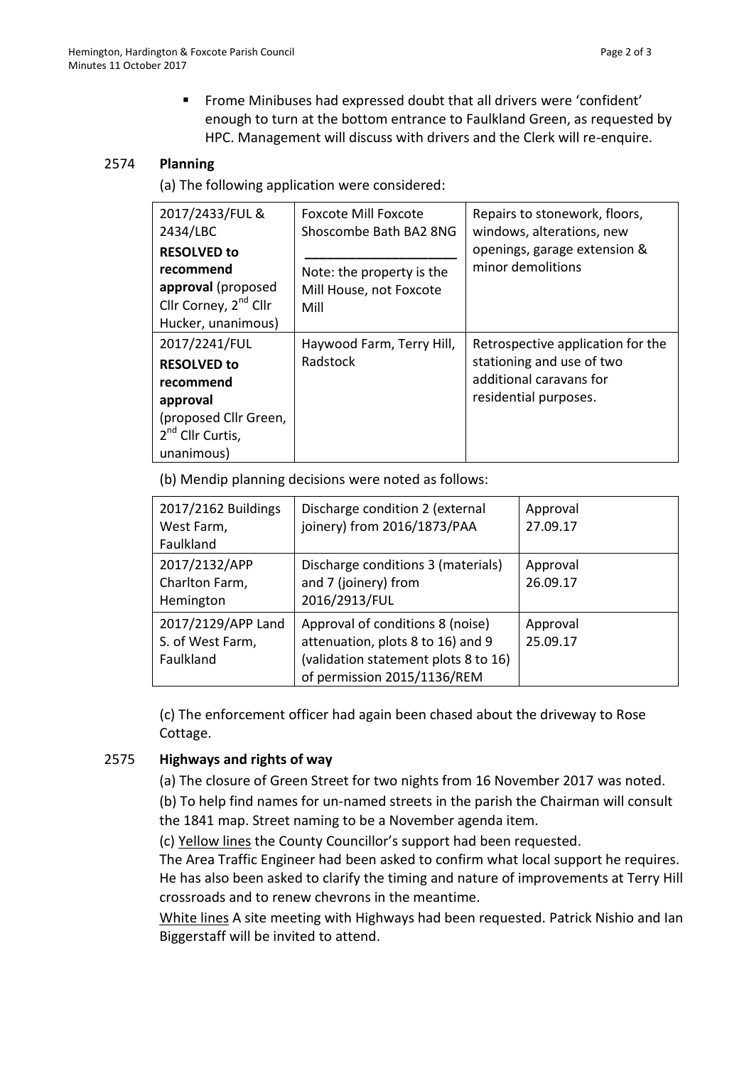- Frome Minibuses had expressed doubt that all drivers were 'confident' enough to turn at the bottom entrance to Faulkland Green, as requested by HPC. Management will discuss with drivers and the Clerk will re-enquire.

### 2574 Planning

(a) The following application were considered:

| | | |
|---|---|---|
| 2017/2433/FUL & 2434/LBC **RESOLVED to recommend approval** (proposed Cllr Corney, 2nd Cllr Hucker, unanimous) | Foxcote Mill Foxcote Shoscombe Bath BA2 8NG<br>Note: the property is the Mill House, not Foxcote Mill | Repairs to stonework, floors, windows, alterations, new openings, garage extension & minor demolitions |
| 2017/2241/FUL **RESOLVED to recommend approval** (proposed Cllr Green, 2nd Cllr Curtis, unanimous) | Haywood Farm, Terry Hill, Radstock | Retrospective application for the stationing and use of two additional caravans for residential purposes. |

(b) Mendip planning decisions were noted as follows:

| | | |
|---|---|---|
| 2017/2162 Buildings West Farm, Faulkland | Discharge condition 2 (external joinery) from 2016/1873/PAA | Approval 27.09.17 |
| 2017/2132/APP Charlton Farm, Hemington | Discharge conditions 3 (materials) and 7 (joinery) from 2016/2913/FUL | Approval 26.09.17 |
| 2017/2129/APP Land S. of West Farm, Faulkland | Approval of conditions 8 (noise) attenuation, plots 8 to 16) and 9 (validation statement plots 8 to 16) of permission 2015/1136/REM | Approval 25.09.17 |

(c) The enforcement officer had again been chased about the driveway to Rose Cottage.

### 2575 Highways and rights of way

(a) The closure of Green Street for two nights from 16 November 2017 was noted.

(b) To help find names for un-named streets in the parish the Chairman will consult the 1841 map. Street naming to be a November agenda item.

(c) Yellow lines the County Councillor's support had been requested.
The Area Traffic Engineer had been asked to confirm what local support he requires. He has also been asked to clarify the timing and nature of improvements at Terry Hill crossroads and to renew chevrons in the meantime.
White lines A site meeting with Highways had been requested. Patrick Nishio and Ian Biggerstaff will be invited to attend.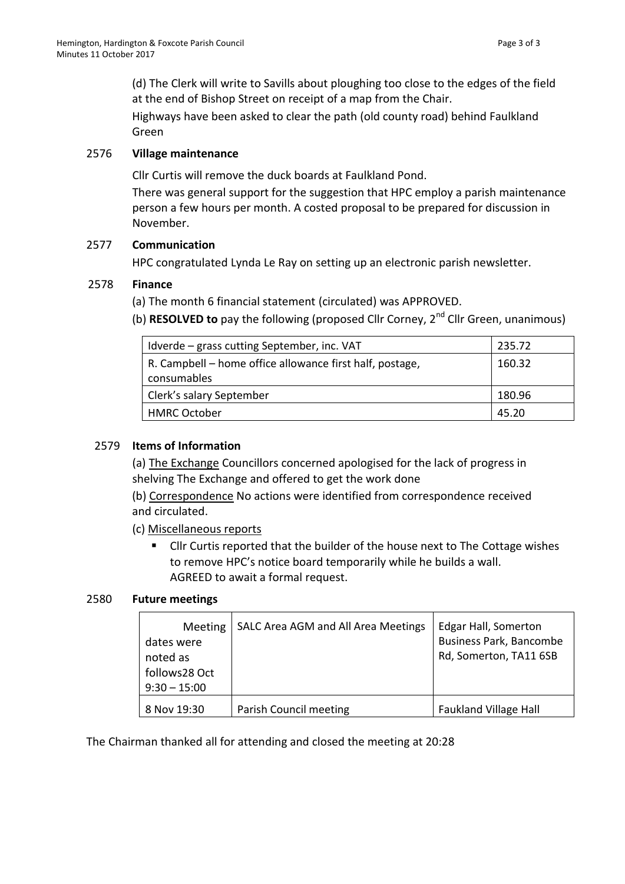(d) The Clerk will write to Savills about ploughing too close to the edges of the field at the end of Bishop Street on receipt of a map from the Chair.

Highways have been asked to clear the path (old county road) behind Faulkland Green

## 2576 Village maintenance

Cllr Curtis will remove the duck boards at Faulkland Pond.

There was general support for the suggestion that HPC employ a parish maintenance person a few hours per month. A costed proposal to be prepared for discussion in November.

## 2577 Communication

HPC congratulated Lynda Le Ray on setting up an electronic parish newsletter.

## 2578 Finance

(a) The month 6 financial statement (circulated) was APPROVED.

(b) **RESOLVED to** pay the following (proposed Cllr Corney, 2nd Cllr Green, unanimous)

| | |
|---|---|
| Idverde – grass cutting September, inc. VAT | 235.72 |
| R. Campbell – home office allowance first half, postage, consumables | 160.32 |
| Clerk's salary September | 180.96 |
| HMRC October | 45.20 |

## 2579 Items of Information

(a) The Exchange Councillors concerned apologised for the lack of progress in shelving The Exchange and offered to get the work done

(b) Correspondence No actions were identified from correspondence received and circulated.

(c) Miscellaneous reports

- Cllr Curtis reported that the builder of the house next to The Cottage wishes to remove HPC's notice board temporarily while he builds a wall. AGREED to await a formal request.

## 2580 Future meetings

| | | |
|---|---|---|
| Meeting dates were noted as follows28 Oct 9:30 – 15:00 | SALC Area AGM and All Area Meetings | Edgar Hall, Somerton Business Park, Bancombe Rd, Somerton, TA11 6SB |
| 8 Nov 19:30 | Parish Council meeting | Faukland Village Hall |

The Chairman thanked all for attending and closed the meeting at 20:28